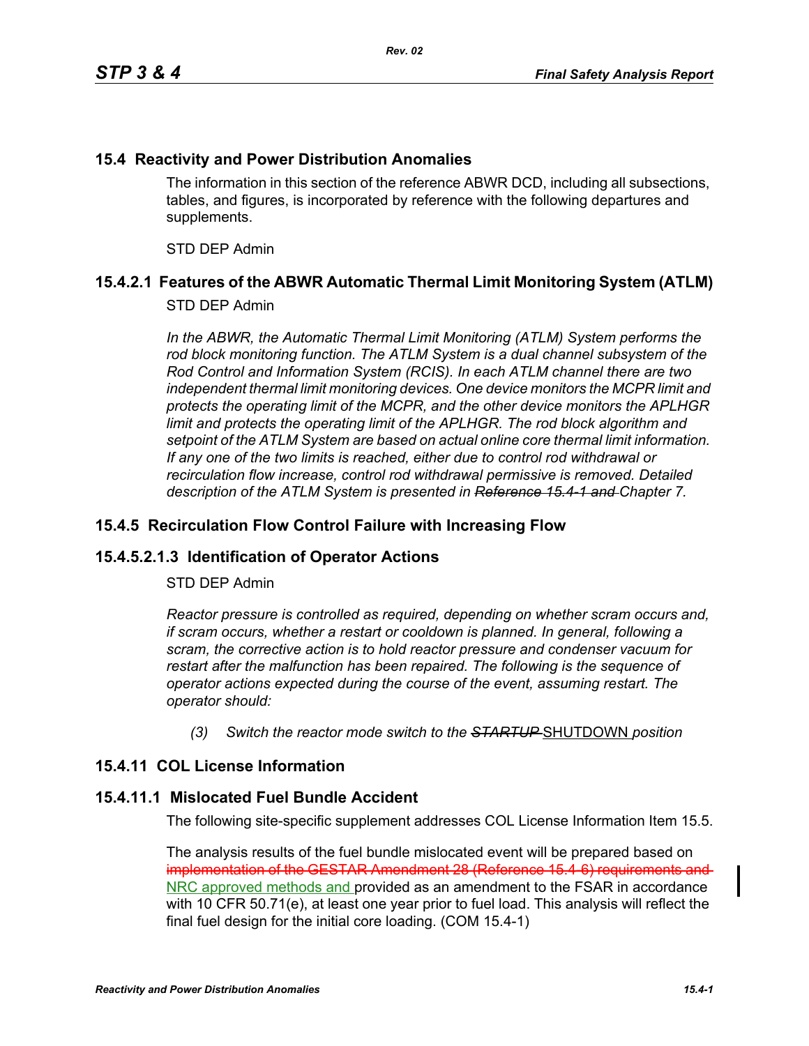## 15.4 Reactivity and Power Distribution Anomalies

The information in this section of the reference ABWR DCD, including all subsections, tables, and figures, is incorporated by reference with the following departures and supplements.

STD DEP Admin

## 15.4.2.1 Features of the ABWR Automatic Thermal Limit Monitoring System (ATLM)

STD DEP Admin

*In the ABWR, the Automatic Thermal Limit Monitoring (ATLM) System performs the rod block monitoring function. The ATLM System is a dual channel subsystem of the Rod Control and Information System (RCIS). In each ATLM channel there are two independent thermal limit monitoring devices. One device monitors the MCPR limit and protects the operating limit of the MCPR, and the other device monitors the APLHGR limit and protects the operating limit of the APLHGR. The rod block algorithm and setpoint of the ATLM System are based on actual online core thermal limit information. If any one of the two limits is reached, either due to control rod withdrawal or recirculation flow increase, control rod withdrawal permissive is removed. Detailed description of the ATLM System is presented in ~~Reference 15.4-1 and~~ Chapter 7.*

## 15.4.5 Recirculation Flow Control Failure with Increasing Flow

### 15.4.5.2.1.3 Identification of Operator Actions

STD DEP Admin

*Reactor pressure is controlled as required, depending on whether scram occurs and, if scram occurs, whether a restart or cooldown is planned. In general, following a scram, the corrective action is to hold reactor pressure and condenser vacuum for restart after the malfunction has been repaired. The following is the sequence of operator actions expected during the course of the event, assuming restart. The operator should:*

*(3) Switch the reactor mode switch to the ~~STARTUP~~* SHUTDOWN *position*

## 15.4.11 COL License Information

### 15.4.11.1 Mislocated Fuel Bundle Accident

The following site-specific supplement addresses COL License Information Item 15.5.

The analysis results of the fuel bundle mislocated event will be prepared based on ~~implementation of the GESTAR Amendment 28 (Reference 15.4-6) requirements and~~ NRC approved methods and provided as an amendment to the FSAR in accordance with 10 CFR 50.71(e), at least one year prior to fuel load. This analysis will reflect the final fuel design for the initial core loading. (COM 15.4-1)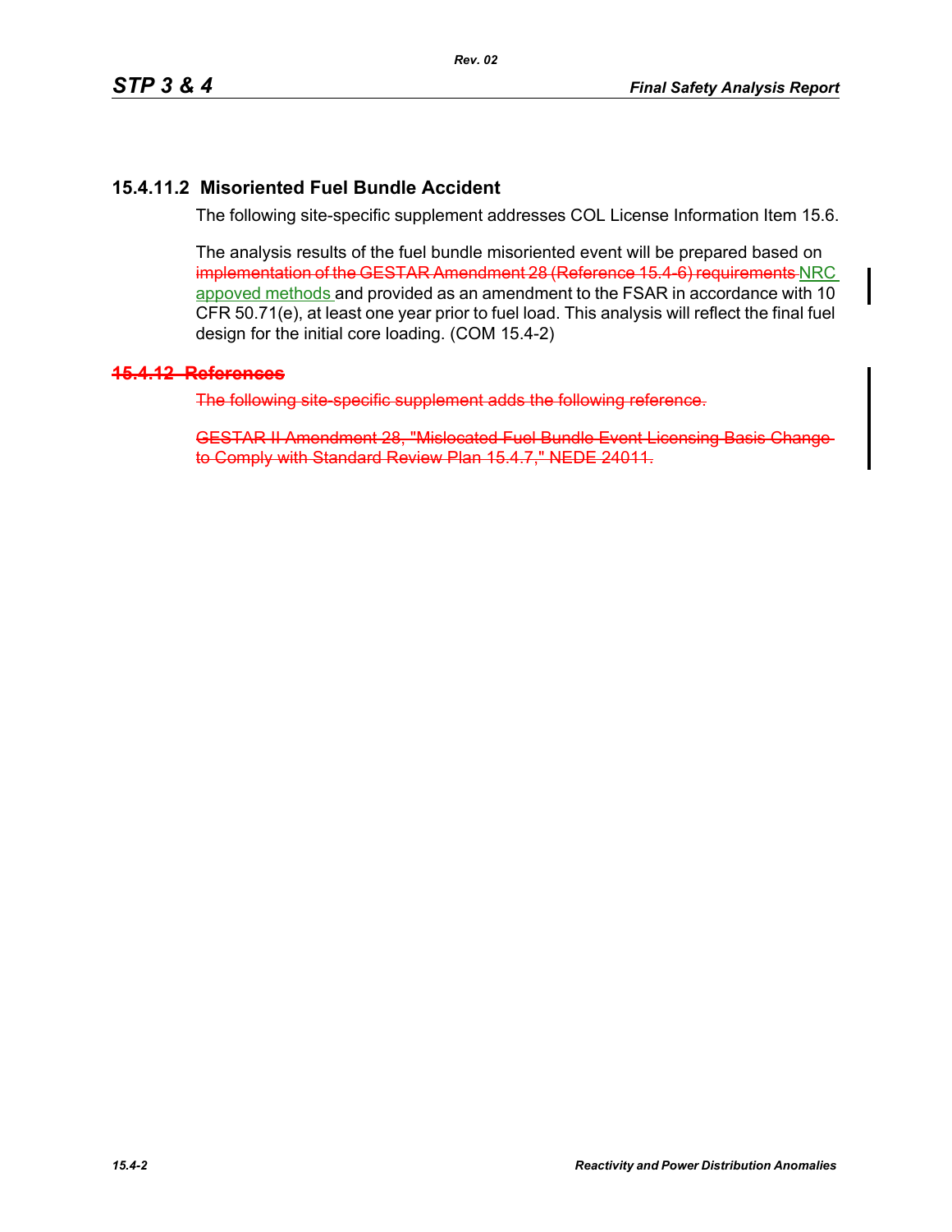### 15.4.11.2 Misoriented Fuel Bundle Accident

The following site-specific supplement addresses COL License Information Item 15.6.

The analysis results of the fuel bundle misoriented event will be prepared based on ~~implementation of the GESTAR Amendment 28 (Reference 15.4-6) requirements~~ NRC appoved methods and provided as an amendment to the FSAR in accordance with 10 CFR 50.71(e), at least one year prior to fuel load. This analysis will reflect the final fuel design for the initial core loading. (COM 15.4-2)

### ~~15.4.12 References~~

~~The following site-specific supplement adds the following reference.~~

~~GESTAR II Amendment 28, "Mislocated Fuel Bundle Event Licensing Basis Change to Comply with Standard Review Plan 15.4.7," NEDE 24011.~~